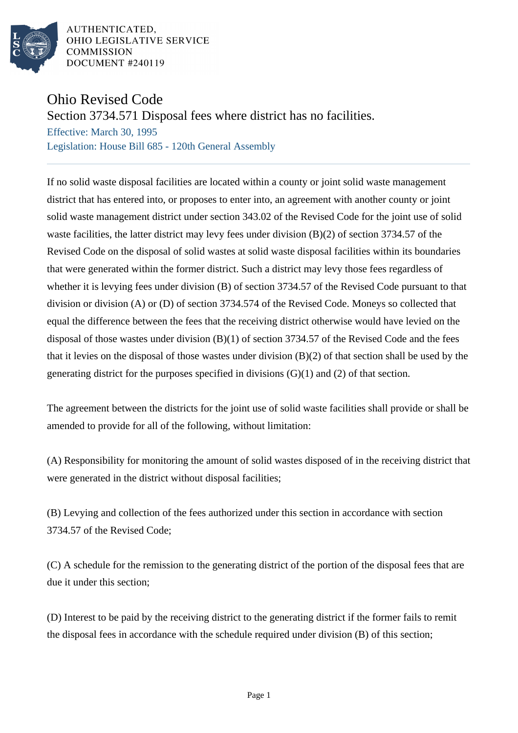AUTHENTICATED,
OHIO LEGISLATIVE SERVICE
COMMISSION
DOCUMENT #240119

# Ohio Revised Code

## Section 3734.571 Disposal fees where district has no facilities.

Effective: March 30, 1995

Legislation: House Bill 685 - 120th General Assembly

If no solid waste disposal facilities are located within a county or joint solid waste management district that has entered into, or proposes to enter into, an agreement with another county or joint solid waste management district under section 343.02 of the Revised Code for the joint use of solid waste facilities, the latter district may levy fees under division (B)(2) of section 3734.57 of the Revised Code on the disposal of solid wastes at solid waste disposal facilities within its boundaries that were generated within the former district. Such a district may levy those fees regardless of whether it is levying fees under division (B) of section 3734.57 of the Revised Code pursuant to that division or division (A) or (D) of section 3734.574 of the Revised Code. Moneys so collected that equal the difference between the fees that the receiving district otherwise would have levied on the disposal of those wastes under division (B)(1) of section 3734.57 of the Revised Code and the fees that it levies on the disposal of those wastes under division (B)(2) of that section shall be used by the generating district for the purposes specified in divisions (G)(1) and (2) of that section.

The agreement between the districts for the joint use of solid waste facilities shall provide or shall be amended to provide for all of the following, without limitation:

(A) Responsibility for monitoring the amount of solid wastes disposed of in the receiving district that were generated in the district without disposal facilities;

(B) Levying and collection of the fees authorized under this section in accordance with section 3734.57 of the Revised Code;

(C) A schedule for the remission to the generating district of the portion of the disposal fees that are due it under this section;

(D) Interest to be paid by the receiving district to the generating district if the former fails to remit the disposal fees in accordance with the schedule required under division (B) of this section;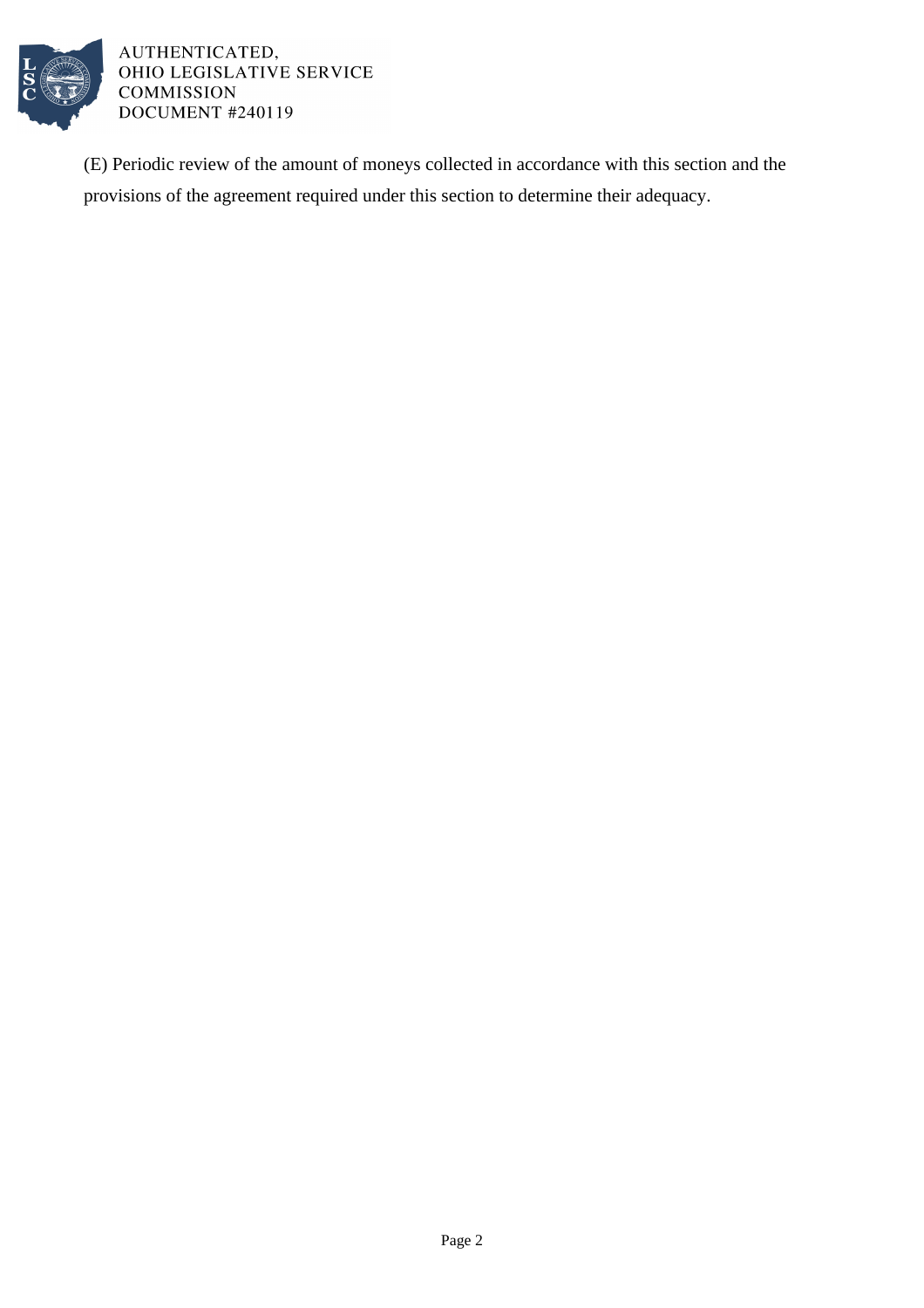(E) Periodic review of the amount of moneys collected in accordance with this section and the provisions of the agreement required under this section to determine their adequacy.